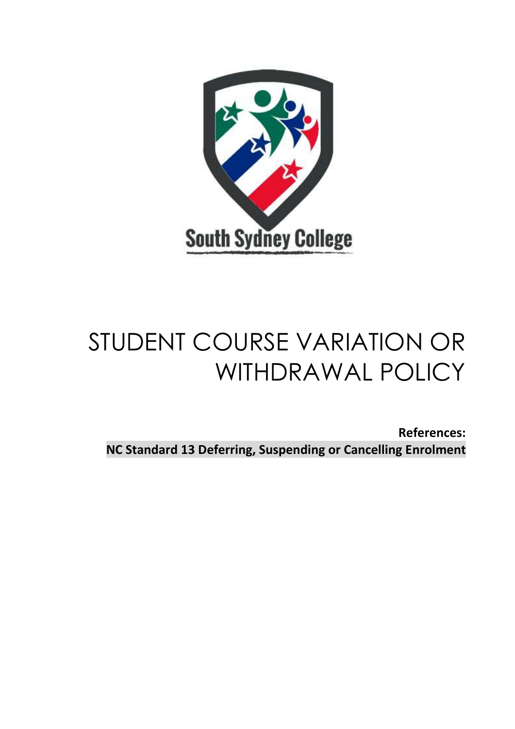South Sydney College

# STUDENT COURSE VARIATION OR WITHDRAWAL POLICY

**References:**

**NC Standard 13 Deferring, Suspending or Cancelling Enrolment**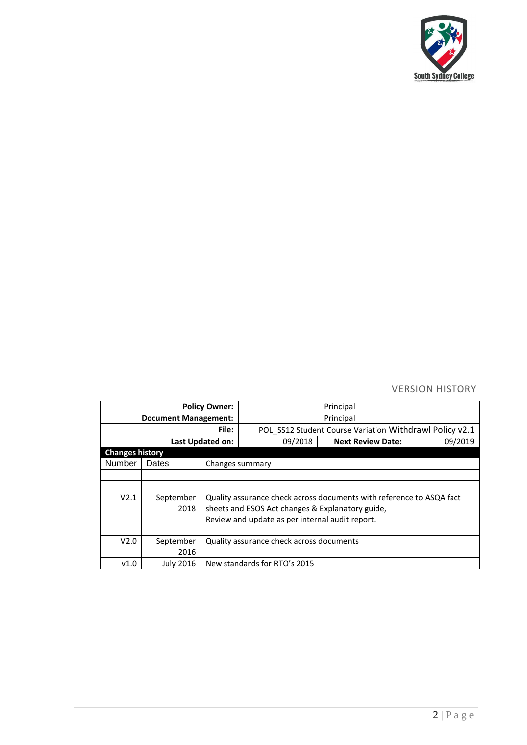## VERSION HISTORY

| | | | |
|---|---|---|---|
| **Policy Owner:** | Principal | | |
| **Document Management:** | Principal | | |
| **File:** | POL_SS12 Student Course Variation Withdrawl Policy v2.1 | | |
| **Last Updated on:** | 09/2018 | **Next Review Date:** | 09/2019 |

**Changes history**

| Number | Dates | Changes summary |
|---|---|---|
| | | |
| | | |
| V2.1 | September 2018 | Quality assurance check across documents with reference to ASQA fact sheets and ESOS Act changes & Explanatory guide, Review and update as per internal audit report. |
| V2.0 | September 2016 | Quality assurance check across documents |
| v1.0 | July 2016 | New standards for RTO's 2015 |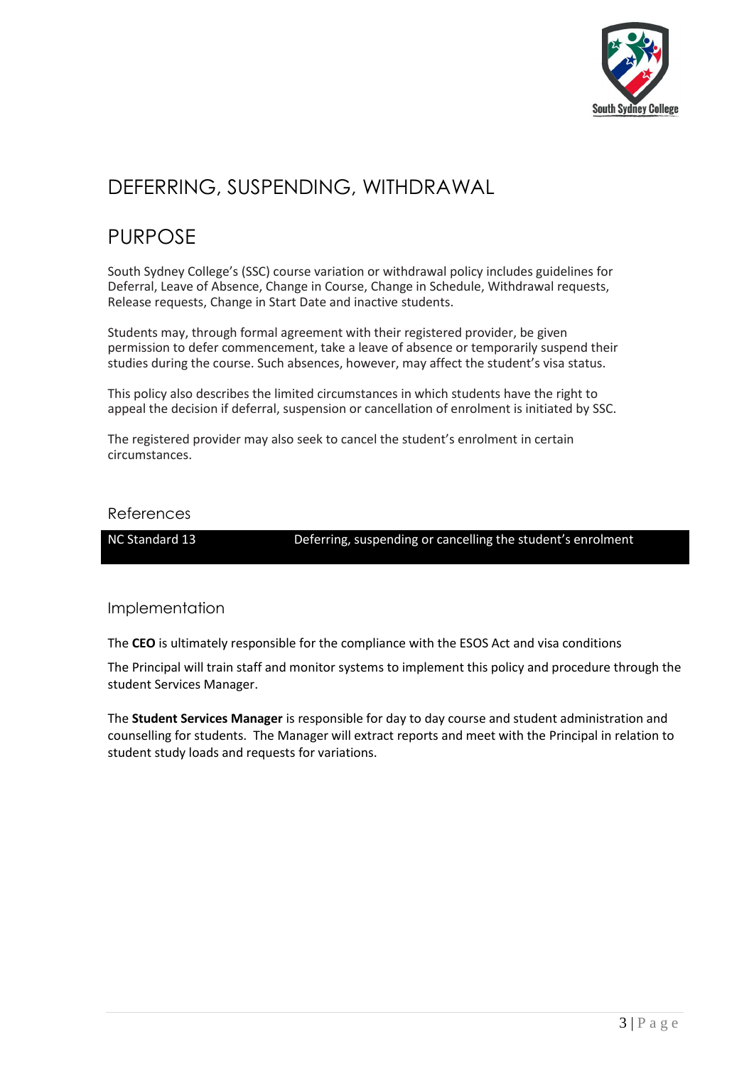# DEFERRING, SUSPENDING, WITHDRAWAL

# PURPOSE

South Sydney College's (SSC) course variation or withdrawal policy includes guidelines for Deferral, Leave of Absence, Change in Course, Change in Schedule, Withdrawal requests, Release requests, Change in Start Date and inactive students.

Students may, through formal agreement with their registered provider, be given permission to defer commencement, take a leave of absence or temporarily suspend their studies during the course. Such absences, however, may affect the student's visa status.

This policy also describes the limited circumstances in which students have the right to appeal the decision if deferral, suspension or cancellation of enrolment is initiated by SSC.

The registered provider may also seek to cancel the student's enrolment in certain circumstances.

## References

| NC Standard 13 | Deferring, suspending or cancelling the student's enrolment |
|---|---|

## Implementation

The **CEO** is ultimately responsible for the compliance with the ESOS Act and visa conditions

The Principal will train staff and monitor systems to implement this policy and procedure through the student Services Manager.

The **Student Services Manager** is responsible for day to day course and student administration and counselling for students. The Manager will extract reports and meet with the Principal in relation to student study loads and requests for variations.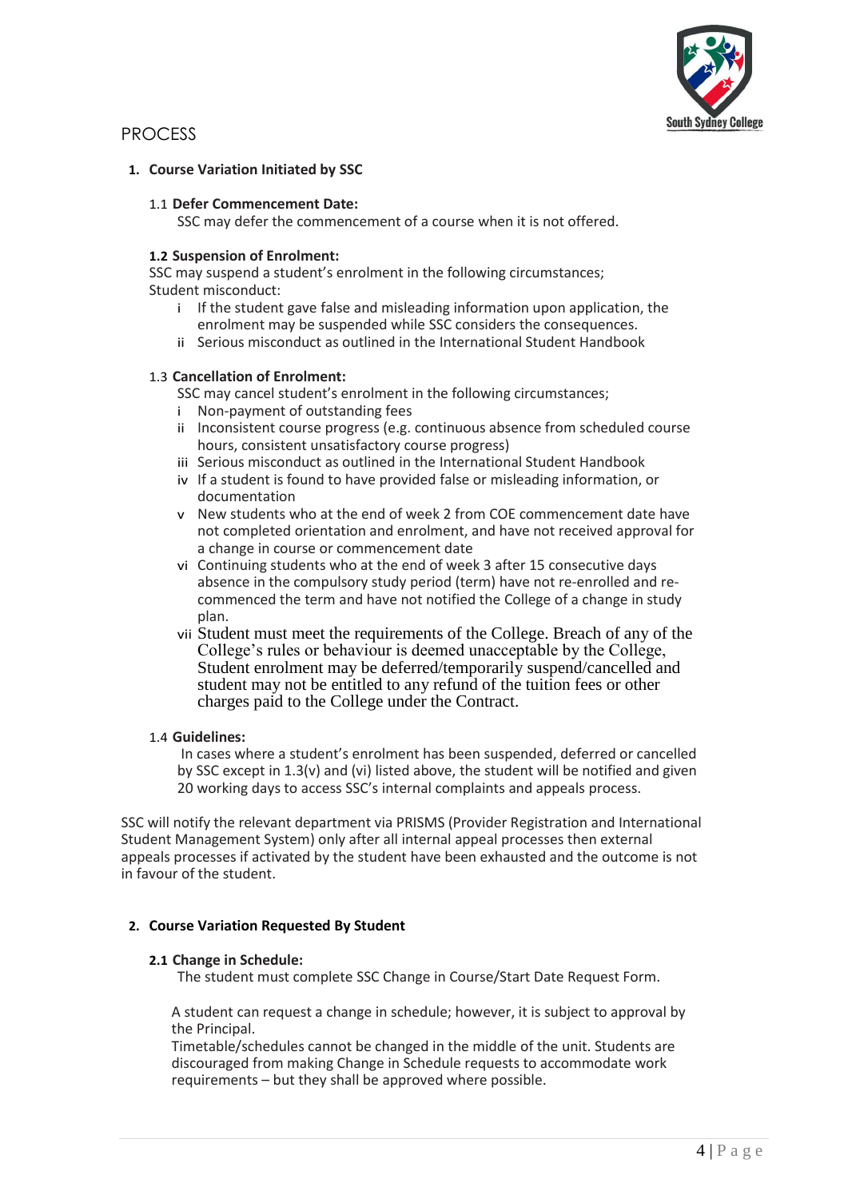## PROCESS

### 1. Course Variation Initiated by SSC

**1.1 Defer Commencement Date:**

SSC may defer the commencement of a course when it is not offered.

**1.2 Suspension of Enrolment:**

SSC may suspend a student's enrolment in the following circumstances;
Student misconduct:

- i If the student gave false and misleading information upon application, the enrolment may be suspended while SSC considers the consequences.
- ii Serious misconduct as outlined in the International Student Handbook

**1.3 Cancellation of Enrolment:**

SSC may cancel student's enrolment in the following circumstances;

- i Non-payment of outstanding fees
- ii Inconsistent course progress (e.g. continuous absence from scheduled course hours, consistent unsatisfactory course progress)
- iii Serious misconduct as outlined in the International Student Handbook
- iv If a student is found to have provided false or misleading information, or documentation
- v New students who at the end of week 2 from COE commencement date have not completed orientation and enrolment, and have not received approval for a change in course or commencement date
- vi Continuing students who at the end of week 3 after 15 consecutive days absence in the compulsory study period (term) have not re-enrolled and re-commenced the term and have not notified the College of a change in study plan.
- vii Student must meet the requirements of the College. Breach of any of the College's rules or behaviour is deemed unacceptable by the College, Student enrolment may be deferred/temporarily suspend/cancelled and student may not be entitled to any refund of the tuition fees or other charges paid to the College under the Contract.

**1.4 Guidelines:**

In cases where a student's enrolment has been suspended, deferred or cancelled by SSC except in 1.3(v) and (vi) listed above, the student will be notified and given 20 working days to access SSC's internal complaints and appeals process.

SSC will notify the relevant department via PRISMS (Provider Registration and International Student Management System) only after all internal appeal processes then external appeals processes if activated by the student have been exhausted and the outcome is not in favour of the student.

### 2. Course Variation Requested By Student

**2.1 Change in Schedule:**

The student must complete SSC Change in Course/Start Date Request Form.

A student can request a change in schedule; however, it is subject to approval by the Principal.
Timetable/schedules cannot be changed in the middle of the unit. Students are discouraged from making Change in Schedule requests to accommodate work requirements – but they shall be approved where possible.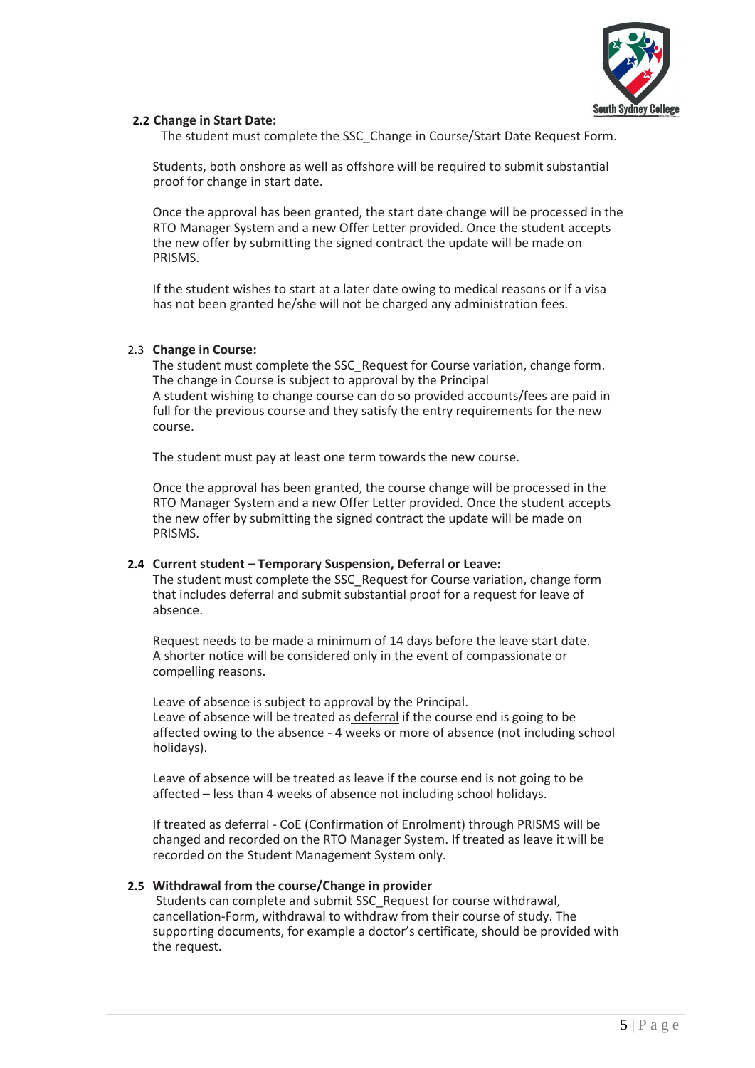### 2.2 Change in Start Date:

The student must complete the SSC_Change in Course/Start Date Request Form.

Students, both onshore as well as offshore will be required to submit substantial proof for change in start date.

Once the approval has been granted, the start date change will be processed in the RTO Manager System and a new Offer Letter provided. Once the student accepts the new offer by submitting the signed contract the update will be made on PRISMS.

If the student wishes to start at a later date owing to medical reasons or if a visa has not been granted he/she will not be charged any administration fees.

### 2.3 Change in Course:

The student must complete the SSC_Request for Course variation, change form. The change in Course is subject to approval by the Principal
A student wishing to change course can do so provided accounts/fees are paid in full for the previous course and they satisfy the entry requirements for the new course.

The student must pay at least one term towards the new course.

Once the approval has been granted, the course change will be processed in the RTO Manager System and a new Offer Letter provided. Once the student accepts the new offer by submitting the signed contract the update will be made on PRISMS.

### 2.4 Current student – Temporary Suspension, Deferral or Leave:

The student must complete the SSC_Request for Course variation, change form that includes deferral and submit substantial proof for a request for leave of absence.

Request needs to be made a minimum of 14 days before the leave start date. A shorter notice will be considered only in the event of compassionate or compelling reasons.

Leave of absence is subject to approval by the Principal.
Leave of absence will be treated as deferral if the course end is going to be affected owing to the absence - 4 weeks or more of absence (not including school holidays).

Leave of absence will be treated as leave if the course end is not going to be affected – less than 4 weeks of absence not including school holidays.

If treated as deferral - CoE (Confirmation of Enrolment) through PRISMS will be changed and recorded on the RTO Manager System. If treated as leave it will be recorded on the Student Management System only.

### 2.5 Withdrawal from the course/Change in provider

Students can complete and submit SSC_Request for course withdrawal, cancellation-Form, withdrawal to withdraw from their course of study. The supporting documents, for example a doctor's certificate, should be provided with the request.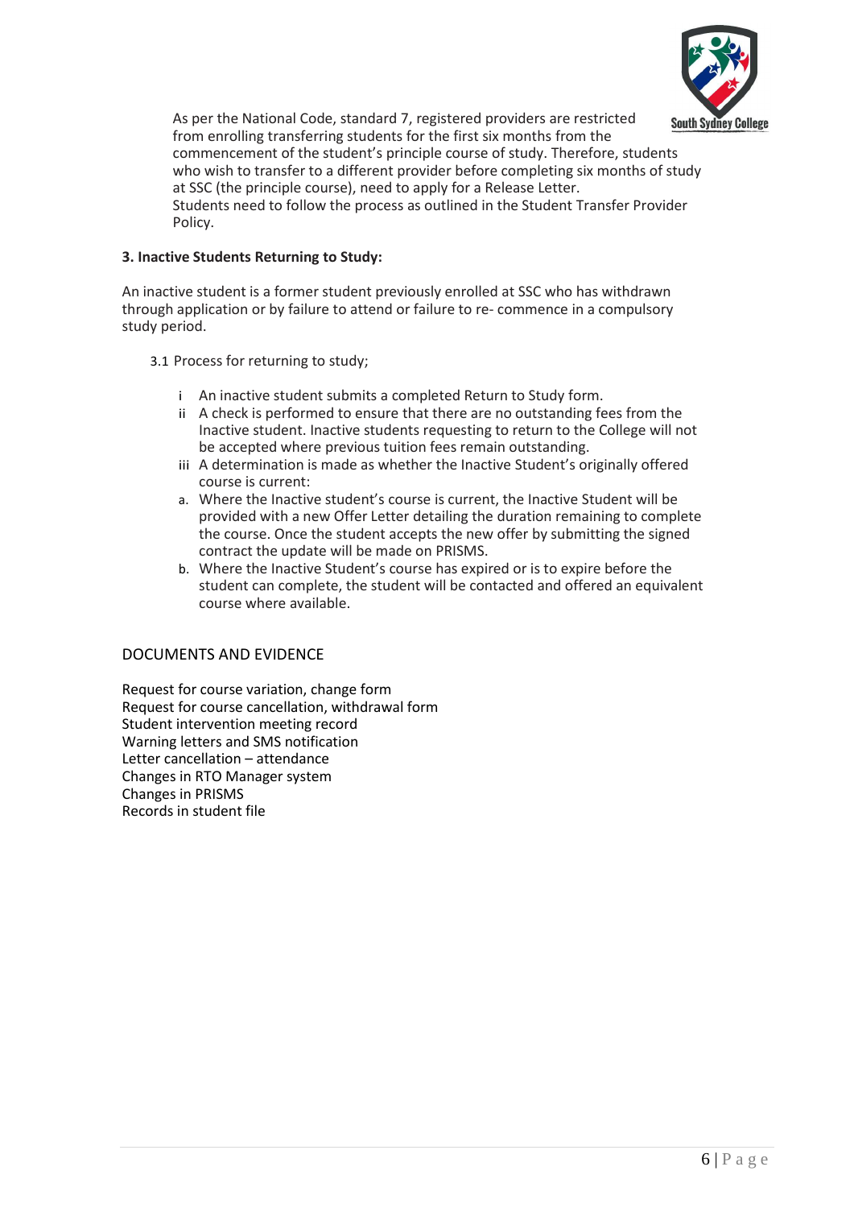As per the National Code, standard 7, registered providers are restricted from enrolling transferring students for the first six months from the commencement of the student's principle course of study. Therefore, students who wish to transfer to a different provider before completing six months of study at SSC (the principle course), need to apply for a Release Letter.
Students need to follow the process as outlined in the Student Transfer Provider Policy.

**3. Inactive Students Returning to Study:**

An inactive student is a former student previously enrolled at SSC who has withdrawn through application or by failure to attend or failure to re- commence in a compulsory study period.

3.1 Process for returning to study;

- i An inactive student submits a completed Return to Study form.
- ii A check is performed to ensure that there are no outstanding fees from the Inactive student. Inactive students requesting to return to the College will not be accepted where previous tuition fees remain outstanding.
- iii A determination is made as whether the Inactive Student's originally offered course is current:
- a. Where the Inactive student's course is current, the Inactive Student will be provided with a new Offer Letter detailing the duration remaining to complete the course. Once the student accepts the new offer by submitting the signed contract the update will be made on PRISMS.
- b. Where the Inactive Student's course has expired or is to expire before the student can complete, the student will be contacted and offered an equivalent course where available.

## DOCUMENTS AND EVIDENCE

Request for course variation, change form
Request for course cancellation, withdrawal form
Student intervention meeting record
Warning letters and SMS notification
Letter cancellation – attendance
Changes in RTO Manager system
Changes in PRISMS
Records in student file